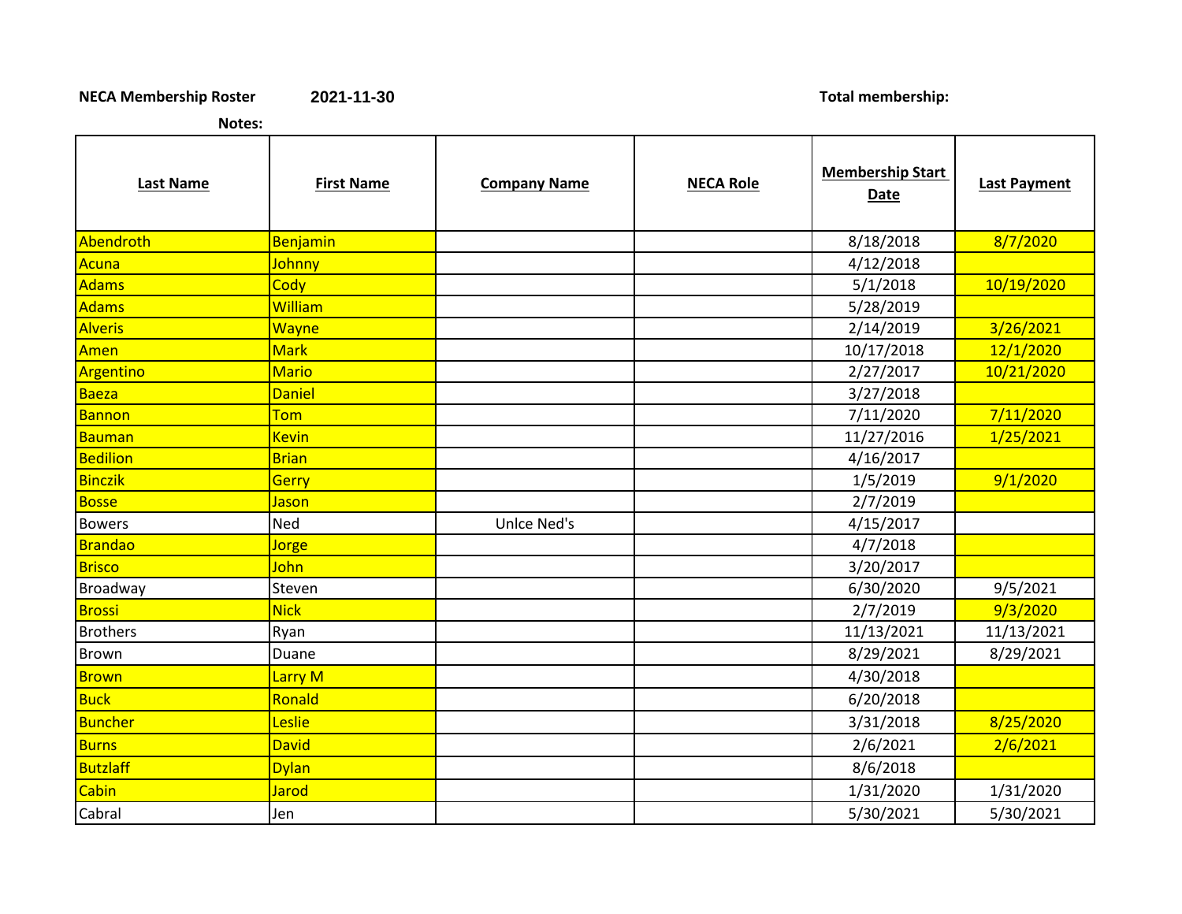**NECA Membership Roster** **2021-11-30** **Total membership:**

**Notes:**

| Last Name | First Name | Company Name | NECA Role | Membership Start Date | Last Payment |
|---|---|---|---|---|---|
| Abendroth | Benjamin | | | 8/18/2018 | 8/7/2020 |
| Acuna | Johnny | | | 4/12/2018 | |
| Adams | Cody | | | 5/1/2018 | 10/19/2020 |
| Adams | William | | | 5/28/2019 | |
| Alveris | Wayne | | | 2/14/2019 | 3/26/2021 |
| Amen | Mark | | | 10/17/2018 | 12/1/2020 |
| Argentino | Mario | | | 2/27/2017 | 10/21/2020 |
| Baeza | Daniel | | | 3/27/2018 | |
| Bannon | Tom | | | 7/11/2020 | 7/11/2020 |
| Bauman | Kevin | | | 11/27/2016 | 1/25/2021 |
| Bedilion | Brian | | | 4/16/2017 | |
| Binczik | Gerry | | | 1/5/2019 | 9/1/2020 |
| Bosse | Jason | | | 2/7/2019 | |
| Bowers | Ned | Unlce Ned's | | 4/15/2017 | |
| Brandao | Jorge | | | 4/7/2018 | |
| Brisco | John | | | 3/20/2017 | |
| Broadway | Steven | | | 6/30/2020 | 9/5/2021 |
| Brossi | Nick | | | 2/7/2019 | 9/3/2020 |
| Brothers | Ryan | | | 11/13/2021 | 11/13/2021 |
| Brown | Duane | | | 8/29/2021 | 8/29/2021 |
| Brown | Larry M | | | 4/30/2018 | |
| Buck | Ronald | | | 6/20/2018 | |
| Buncher | Leslie | | | 3/31/2018 | 8/25/2020 |
| Burns | David | | | 2/6/2021 | 2/6/2021 |
| Butzlaff | Dylan | | | 8/6/2018 | |
| Cabin | Jarod | | | 1/31/2020 | 1/31/2020 |
| Cabral | Jen | | | 5/30/2021 | 5/30/2021 |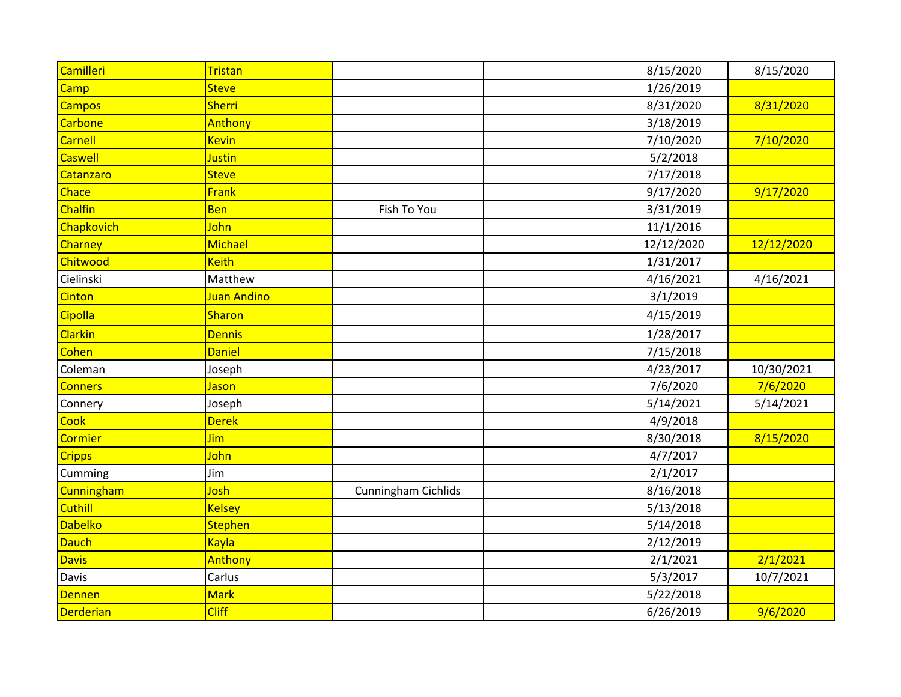| | | | | | |
|---|---|---|---|---|---|
| Camilleri | Tristan | | | 8/15/2020 | 8/15/2020 |
| Camp | Steve | | | 1/26/2019 | |
| Campos | Sherri | | | 8/31/2020 | 8/31/2020 |
| Carbone | Anthony | | | 3/18/2019 | |
| Carnell | Kevin | | | 7/10/2020 | 7/10/2020 |
| Caswell | Justin | | | 5/2/2018 | |
| Catanzaro | Steve | | | 7/17/2018 | |
| Chace | Frank | | | 9/17/2020 | 9/17/2020 |
| Chalfin | Ben | Fish To You | | 3/31/2019 | |
| Chapkovich | John | | | 11/1/2016 | |
| Charney | Michael | | | 12/12/2020 | 12/12/2020 |
| Chitwood | Keith | | | 1/31/2017 | |
| Cielinski | Matthew | | | 4/16/2021 | 4/16/2021 |
| Cinton | Juan Andino | | | 3/1/2019 | |
| Cipolla | Sharon | | | 4/15/2019 | |
| Clarkin | Dennis | | | 1/28/2017 | |
| Cohen | Daniel | | | 7/15/2018 | |
| Coleman | Joseph | | | 4/23/2017 | 10/30/2021 |
| Conners | Jason | | | 7/6/2020 | 7/6/2020 |
| Connery | Joseph | | | 5/14/2021 | 5/14/2021 |
| Cook | Derek | | | 4/9/2018 | |
| Cormier | Jim | | | 8/30/2018 | 8/15/2020 |
| Cripps | John | | | 4/7/2017 | |
| Cumming | Jim | | | 2/1/2017 | |
| Cunningham | Josh | Cunningham Cichlids | | 8/16/2018 | |
| Cuthill | Kelsey | | | 5/13/2018 | |
| Dabelko | Stephen | | | 5/14/2018 | |
| Dauch | Kayla | | | 2/12/2019 | |
| Davis | Anthony | | | 2/1/2021 | 2/1/2021 |
| Davis | Carlus | | | 5/3/2017 | 10/7/2021 |
| Dennen | Mark | | | 5/22/2018 | |
| Derderian | Cliff | | | 6/26/2019 | 9/6/2020 |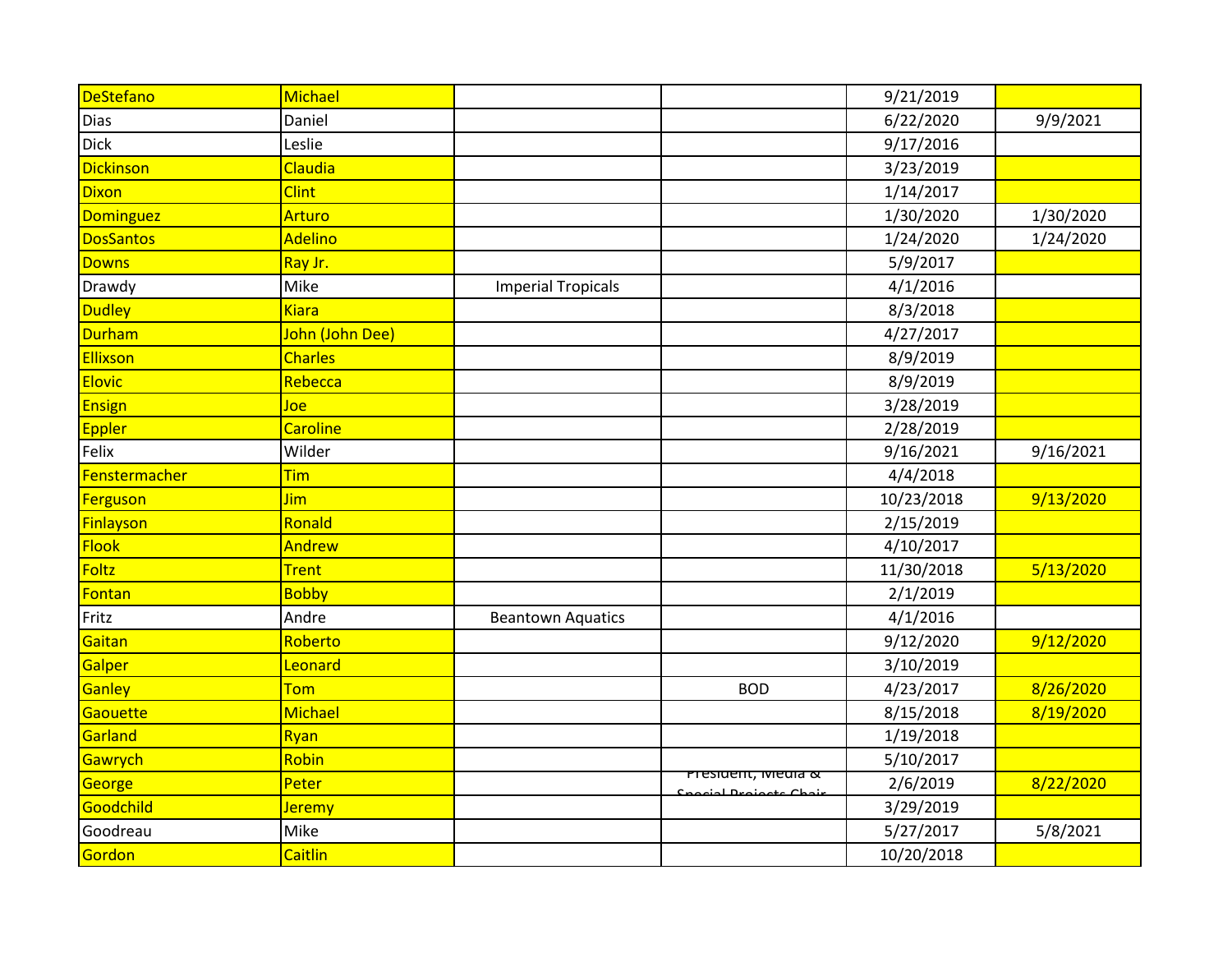| | | | | | |
|---|---|---|---|---|---|
| DeStefano | Michael | | | 9/21/2019 | |
| Dias | Daniel | | | 6/22/2020 | 9/9/2021 |
| Dick | Leslie | | | 9/17/2016 | |
| Dickinson | Claudia | | | 3/23/2019 | |
| Dixon | Clint | | | 1/14/2017 | |
| Dominguez | Arturo | | | 1/30/2020 | 1/30/2020 |
| DosSantos | Adelino | | | 1/24/2020 | 1/24/2020 |
| Downs | Ray Jr. | | | 5/9/2017 | |
| Drawdy | Mike | Imperial Tropicals | | 4/1/2016 | |
| Dudley | Kiara | | | 8/3/2018 | |
| Durham | John (John Dee) | | | 4/27/2017 | |
| Ellixson | Charles | | | 8/9/2019 | |
| Elovic | Rebecca | | | 8/9/2019 | |
| Ensign | Joe | | | 3/28/2019 | |
| Eppler | Caroline | | | 2/28/2019 | |
| Felix | Wilder | | | 9/16/2021 | 9/16/2021 |
| Fenstermacher | Tim | | | 4/4/2018 | |
| Ferguson | Jim | | | 10/23/2018 | 9/13/2020 |
| Finlayson | Ronald | | | 2/15/2019 | |
| Flook | Andrew | | | 4/10/2017 | |
| Foltz | Trent | | | 11/30/2018 | 5/13/2020 |
| Fontan | Bobby | | | 2/1/2019 | |
| Fritz | Andre | Beantown Aquatics | | 4/1/2016 | |
| Gaitan | Roberto | | | 9/12/2020 | 9/12/2020 |
| Galper | Leonard | | | 3/10/2019 | |
| Ganley | Tom | | BOD | 4/23/2017 | 8/26/2020 |
| Gaouette | Michael | | | 8/15/2018 | 8/19/2020 |
| Garland | Ryan | | | 1/19/2018 | |
| Gawrych | Robin | | | 5/10/2017 | |
| George | Peter | | President, Media & Special Projects Chair | 2/6/2019 | 8/22/2020 |
| Goodchild | Jeremy | | | 3/29/2019 | |
| Goodreau | Mike | | | 5/27/2017 | 5/8/2021 |
| Gordon | Caitlin | | | 10/20/2018 | |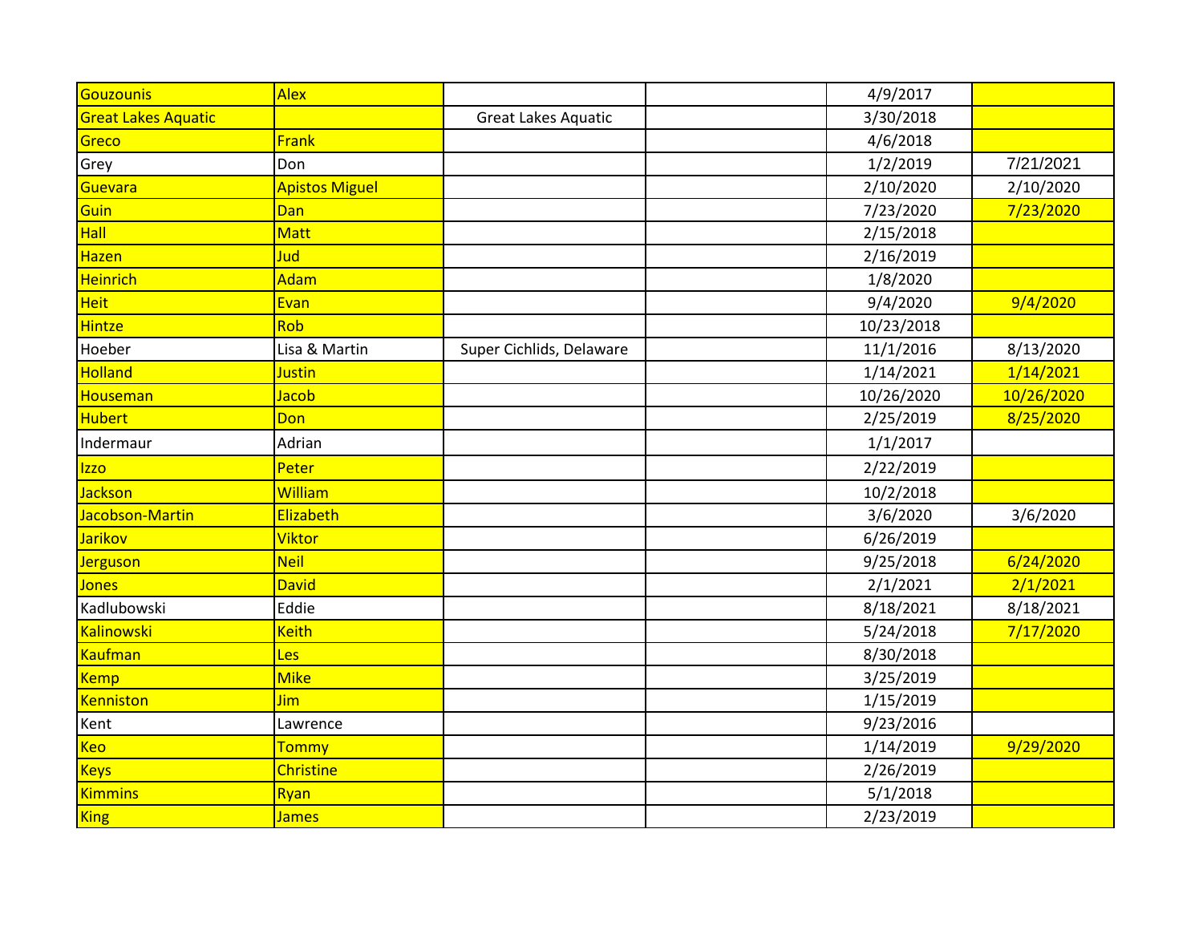| | | | | | |
|---|---|---|---|---|---|
| Gouzounis | Alex | | | 4/9/2017 | |
| Great Lakes Aquatic | | Great Lakes Aquatic | | 3/30/2018 | |
| Greco | Frank | | | 4/6/2018 | |
| Grey | Don | | | 1/2/2019 | 7/21/2021 |
| Guevara | Apistos Miguel | | | 2/10/2020 | 2/10/2020 |
| Guin | Dan | | | 7/23/2020 | 7/23/2020 |
| Hall | Matt | | | 2/15/2018 | |
| Hazen | Jud | | | 2/16/2019 | |
| Heinrich | Adam | | | 1/8/2020 | |
| Heit | Evan | | | 9/4/2020 | 9/4/2020 |
| Hintze | Rob | | | 10/23/2018 | |
| Hoeber | Lisa & Martin | Super Cichlids, Delaware | | 11/1/2016 | 8/13/2020 |
| Holland | Justin | | | 1/14/2021 | 1/14/2021 |
| Houseman | Jacob | | | 10/26/2020 | 10/26/2020 |
| Hubert | Don | | | 2/25/2019 | 8/25/2020 |
| Indermaur | Adrian | | | 1/1/2017 | |
| Izzo | Peter | | | 2/22/2019 | |
| Jackson | William | | | 10/2/2018 | |
| Jacobson-Martin | Elizabeth | | | 3/6/2020 | 3/6/2020 |
| Jarikov | Viktor | | | 6/26/2019 | |
| Jerguson | Neil | | | 9/25/2018 | 6/24/2020 |
| Jones | David | | | 2/1/2021 | 2/1/2021 |
| Kadlubowski | Eddie | | | 8/18/2021 | 8/18/2021 |
| Kalinowski | Keith | | | 5/24/2018 | 7/17/2020 |
| Kaufman | Les | | | 8/30/2018 | |
| Kemp | Mike | | | 3/25/2019 | |
| Kenniston | Jim | | | 1/15/2019 | |
| Kent | Lawrence | | | 9/23/2016 | |
| Keo | Tommy | | | 1/14/2019 | 9/29/2020 |
| Keys | Christine | | | 2/26/2019 | |
| Kimmins | Ryan | | | 5/1/2018 | |
| King | James | | | 2/23/2019 | |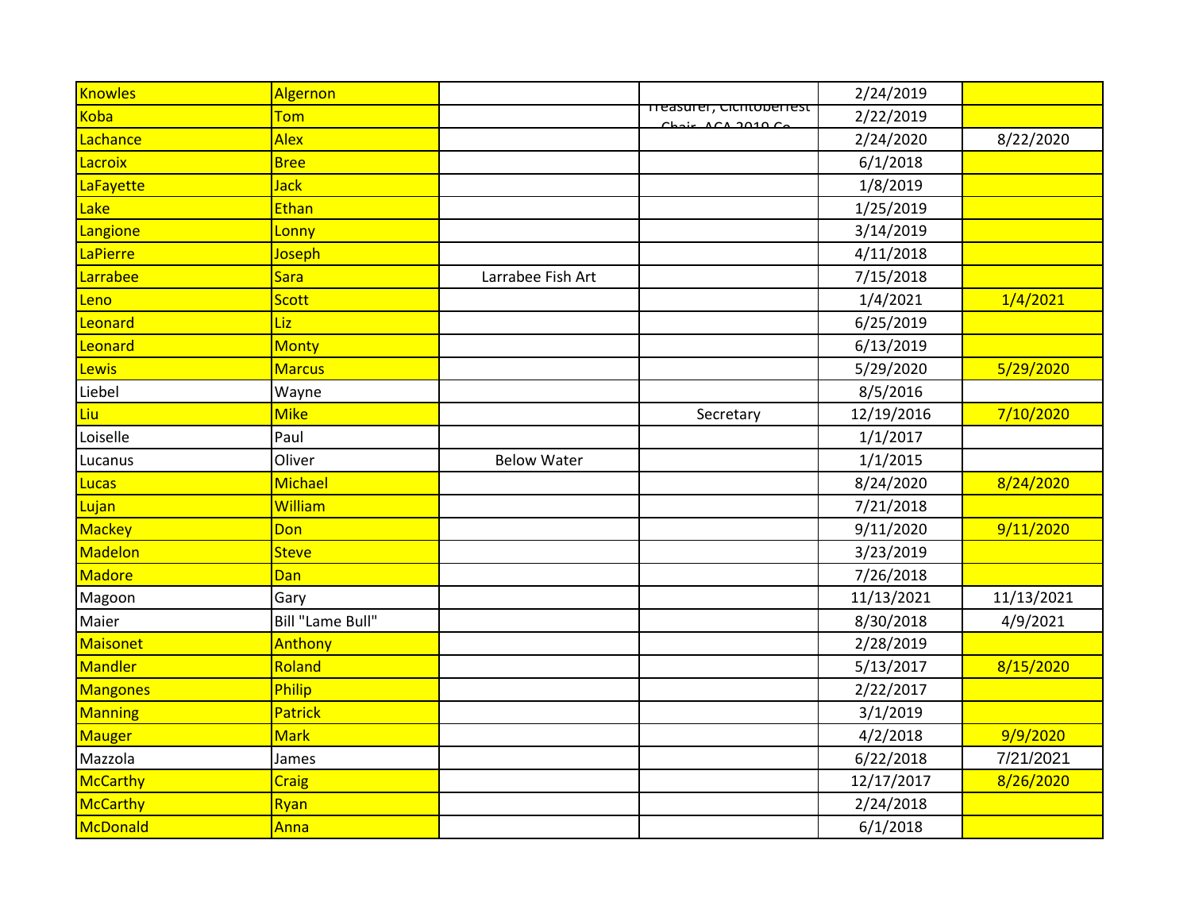| | | | | | |
|---|---|---|---|---|---|
| Knowles | Algernon | | | 2/24/2019 | |
| Koba | Tom | | Treasurer, Cichtoberfest Chair, ACA 2019 Co | 2/22/2019 | |
| Lachance | Alex | | | 2/24/2020 | 8/22/2020 |
| Lacroix | Bree | | | 6/1/2018 | |
| LaFayette | Jack | | | 1/8/2019 | |
| Lake | Ethan | | | 1/25/2019 | |
| Langione | Lonny | | | 3/14/2019 | |
| LaPierre | Joseph | | | 4/11/2018 | |
| Larrabee | Sara | Larrabee Fish Art | | 7/15/2018 | |
| Leno | Scott | | | 1/4/2021 | 1/4/2021 |
| Leonard | Liz | | | 6/25/2019 | |
| Leonard | Monty | | | 6/13/2019 | |
| Lewis | Marcus | | | 5/29/2020 | 5/29/2020 |
| Liebel | Wayne | | | 8/5/2016 | |
| Liu | Mike | | Secretary | 12/19/2016 | 7/10/2020 |
| Loiselle | Paul | | | 1/1/2017 | |
| Lucanus | Oliver | Below Water | | 1/1/2015 | |
| Lucas | Michael | | | 8/24/2020 | 8/24/2020 |
| Lujan | William | | | 7/21/2018 | |
| Mackey | Don | | | 9/11/2020 | 9/11/2020 |
| Madelon | Steve | | | 3/23/2019 | |
| Madore | Dan | | | 7/26/2018 | |
| Magoon | Gary | | | 11/13/2021 | 11/13/2021 |
| Maier | Bill "Lame Bull" | | | 8/30/2018 | 4/9/2021 |
| Maisonet | Anthony | | | 2/28/2019 | |
| Mandler | Roland | | | 5/13/2017 | 8/15/2020 |
| Mangones | Philip | | | 2/22/2017 | |
| Manning | Patrick | | | 3/1/2019 | |
| Mauger | Mark | | | 4/2/2018 | 9/9/2020 |
| Mazzola | James | | | 6/22/2018 | 7/21/2021 |
| McCarthy | Craig | | | 12/17/2017 | 8/26/2020 |
| McCarthy | Ryan | | | 2/24/2018 | |
| McDonald | Anna | | | 6/1/2018 | |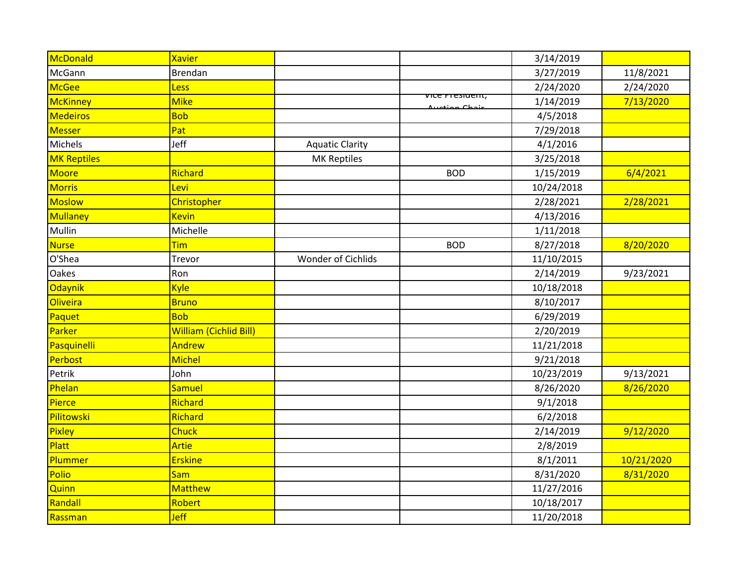| | | | | | |
|---|---|---|---|---|---|
| McDonald | Xavier | | | 3/14/2019 | |
| McGann | Brendan | | | 3/27/2019 | 11/8/2021 |
| McGee | Less | | | 2/24/2020 | 2/24/2020 |
| McKinney | Mike | | Vice President, Auction Chair | 1/14/2019 | 7/13/2020 |
| Medeiros | Bob | | | 4/5/2018 | |
| Messer | Pat | | | 7/29/2018 | |
| Michels | Jeff | Aquatic Clarity | | 4/1/2016 | |
| MK Reptiles | | MK Reptiles | | 3/25/2018 | |
| Moore | Richard | | BOD | 1/15/2019 | 6/4/2021 |
| Morris | Levi | | | 10/24/2018 | |
| Moslow | Christopher | | | 2/28/2021 | 2/28/2021 |
| Mullaney | Kevin | | | 4/13/2016 | |
| Mullin | Michelle | | | 1/11/2018 | |
| Nurse | Tim | | BOD | 8/27/2018 | 8/20/2020 |
| O'Shea | Trevor | Wonder of Cichlids | | 11/10/2015 | |
| Oakes | Ron | | | 2/14/2019 | 9/23/2021 |
| Odaynik | Kyle | | | 10/18/2018 | |
| Oliveira | Bruno | | | 8/10/2017 | |
| Paquet | Bob | | | 6/29/2019 | |
| Parker | William (Cichlid Bill) | | | 2/20/2019 | |
| Pasquinelli | Andrew | | | 11/21/2018 | |
| Perbost | Michel | | | 9/21/2018 | |
| Petrik | John | | | 10/23/2019 | 9/13/2021 |
| Phelan | Samuel | | | 8/26/2020 | 8/26/2020 |
| Pierce | Richard | | | 9/1/2018 | |
| Pilitowski | Richard | | | 6/2/2018 | |
| Pixley | Chuck | | | 2/14/2019 | 9/12/2020 |
| Platt | Artie | | | 2/8/2019 | |
| Plummer | Erskine | | | 8/1/2011 | 10/21/2020 |
| Polio | Sam | | | 8/31/2020 | 8/31/2020 |
| Quinn | Matthew | | | 11/27/2016 | |
| Randall | Robert | | | 10/18/2017 | |
| Rassman | Jeff | | | 11/20/2018 | |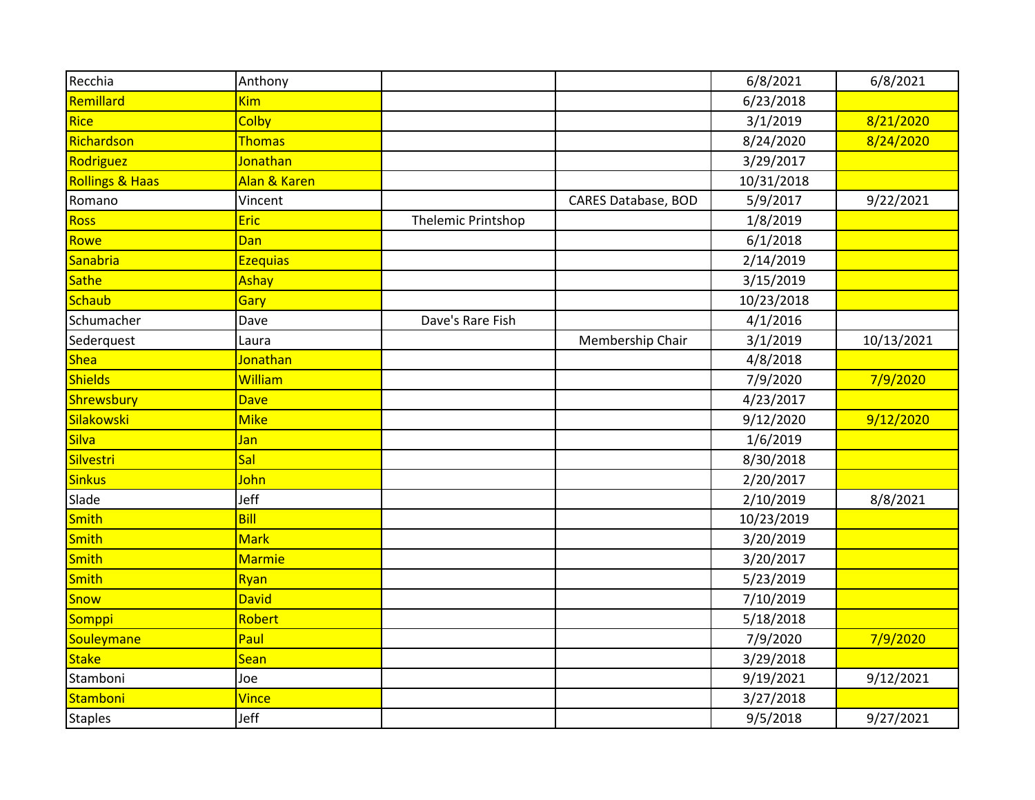| | | | | | |
|---|---|---|---|---|---|
| Recchia | Anthony | | | 6/8/2021 | 6/8/2021 |
| Remillard | Kim | | | 6/23/2018 | |
| Rice | Colby | | | 3/1/2019 | 8/21/2020 |
| Richardson | Thomas | | | 8/24/2020 | 8/24/2020 |
| Rodriguez | Jonathan | | | 3/29/2017 | |
| Rollings & Haas | Alan & Karen | | | 10/31/2018 | |
| Romano | Vincent | | CARES Database, BOD | 5/9/2017 | 9/22/2021 |
| Ross | Eric | Thelemic Printshop | | 1/8/2019 | |
| Rowe | Dan | | | 6/1/2018 | |
| Sanabria | Ezequias | | | 2/14/2019 | |
| Sathe | Ashay | | | 3/15/2019 | |
| Schaub | Gary | | | 10/23/2018 | |
| Schumacher | Dave | Dave's Rare Fish | | 4/1/2016 | |
| Sederquest | Laura | | Membership Chair | 3/1/2019 | 10/13/2021 |
| Shea | Jonathan | | | 4/8/2018 | |
| Shields | William | | | 7/9/2020 | 7/9/2020 |
| Shrewsbury | Dave | | | 4/23/2017 | |
| Silakowski | Mike | | | 9/12/2020 | 9/12/2020 |
| Silva | Jan | | | 1/6/2019 | |
| Silvestri | Sal | | | 8/30/2018 | |
| Sinkus | John | | | 2/20/2017 | |
| Slade | Jeff | | | 2/10/2019 | 8/8/2021 |
| Smith | Bill | | | 10/23/2019 | |
| Smith | Mark | | | 3/20/2019 | |
| Smith | Marmie | | | 3/20/2017 | |
| Smith | Ryan | | | 5/23/2019 | |
| Snow | David | | | 7/10/2019 | |
| Somppi | Robert | | | 5/18/2018 | |
| Souleymane | Paul | | | 7/9/2020 | 7/9/2020 |
| Stake | Sean | | | 3/29/2018 | |
| Stamboni | Joe | | | 9/19/2021 | 9/12/2021 |
| Stamboni | Vince | | | 3/27/2018 | |
| Staples | Jeff | | | 9/5/2018 | 9/27/2021 |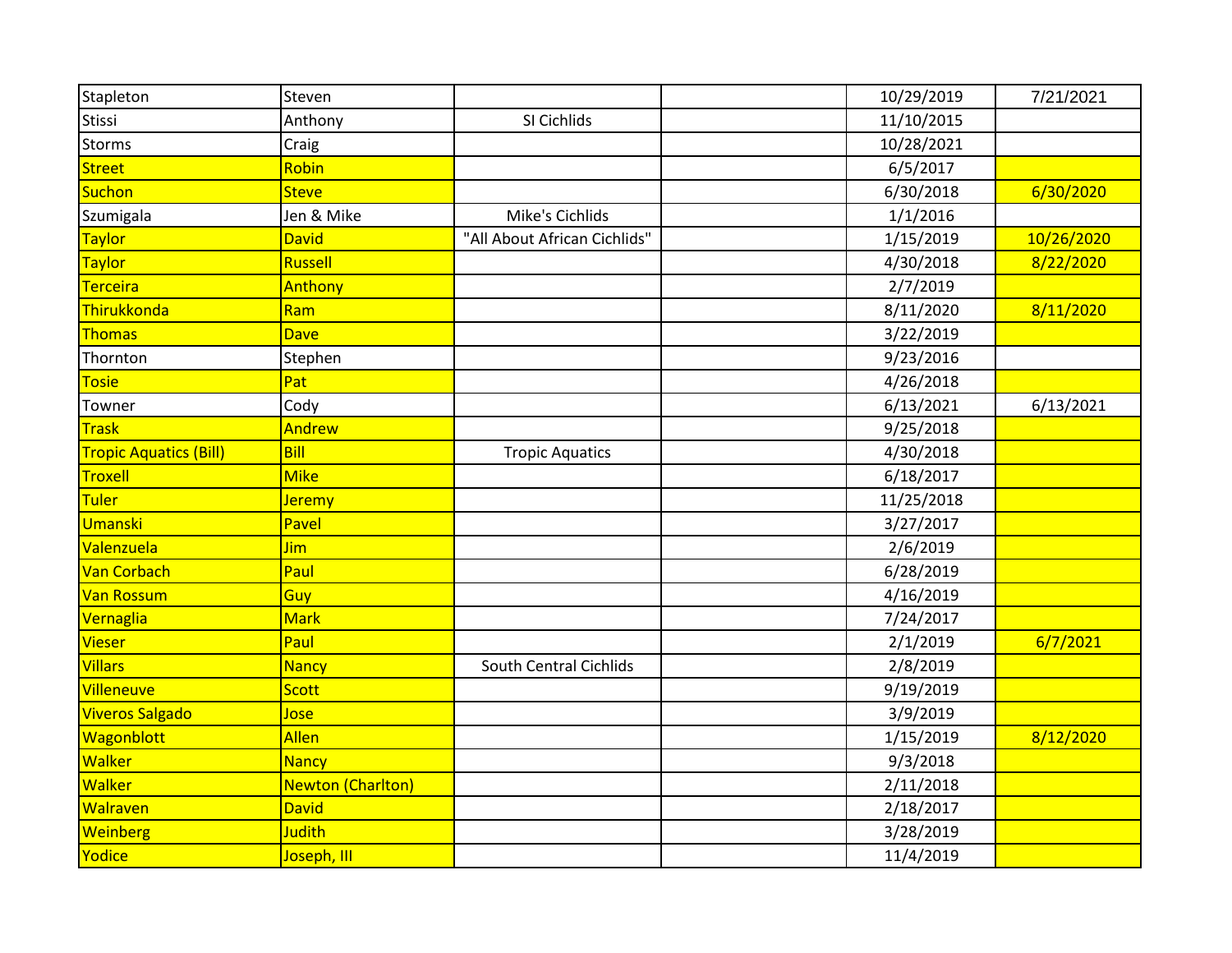| | | | | | |
|---|---|---|---|---|---|
| Stapleton | Steven | | | 10/29/2019 | 7/21/2021 |
| Stissi | Anthony | SI Cichlids | | 11/10/2015 | |
| Storms | Craig | | | 10/28/2021 | |
| Street | Robin | | | 6/5/2017 | |
| Suchon | Steve | | | 6/30/2018 | 6/30/2020 |
| Szumigala | Jen & Mike | Mike's Cichlids | | 1/1/2016 | |
| Taylor | David | "All About African Cichlids" | | 1/15/2019 | 10/26/2020 |
| Taylor | Russell | | | 4/30/2018 | 8/22/2020 |
| Terceira | Anthony | | | 2/7/2019 | |
| Thirukkonda | Ram | | | 8/11/2020 | 8/11/2020 |
| Thomas | Dave | | | 3/22/2019 | |
| Thornton | Stephen | | | 9/23/2016 | |
| Tosie | Pat | | | 4/26/2018 | |
| Towner | Cody | | | 6/13/2021 | 6/13/2021 |
| Trask | Andrew | | | 9/25/2018 | |
| Tropic Aquatics (Bill) | Bill | Tropic Aquatics | | 4/30/2018 | |
| Troxell | Mike | | | 6/18/2017 | |
| Tuler | Jeremy | | | 11/25/2018 | |
| Umanski | Pavel | | | 3/27/2017 | |
| Valenzuela | Jim | | | 2/6/2019 | |
| Van Corbach | Paul | | | 6/28/2019 | |
| Van Rossum | Guy | | | 4/16/2019 | |
| Vernaglia | Mark | | | 7/24/2017 | |
| Vieser | Paul | | | 2/1/2019 | 6/7/2021 |
| Villars | Nancy | South Central Cichlids | | 2/8/2019 | |
| Villeneuve | Scott | | | 9/19/2019 | |
| Viveros Salgado | Jose | | | 3/9/2019 | |
| Wagonblott | Allen | | | 1/15/2019 | 8/12/2020 |
| Walker | Nancy | | | 9/3/2018 | |
| Walker | Newton (Charlton) | | | 2/11/2018 | |
| Walraven | David | | | 2/18/2017 | |
| Weinberg | Judith | | | 3/28/2019 | |
| Yodice | Joseph, III | | | 11/4/2019 | |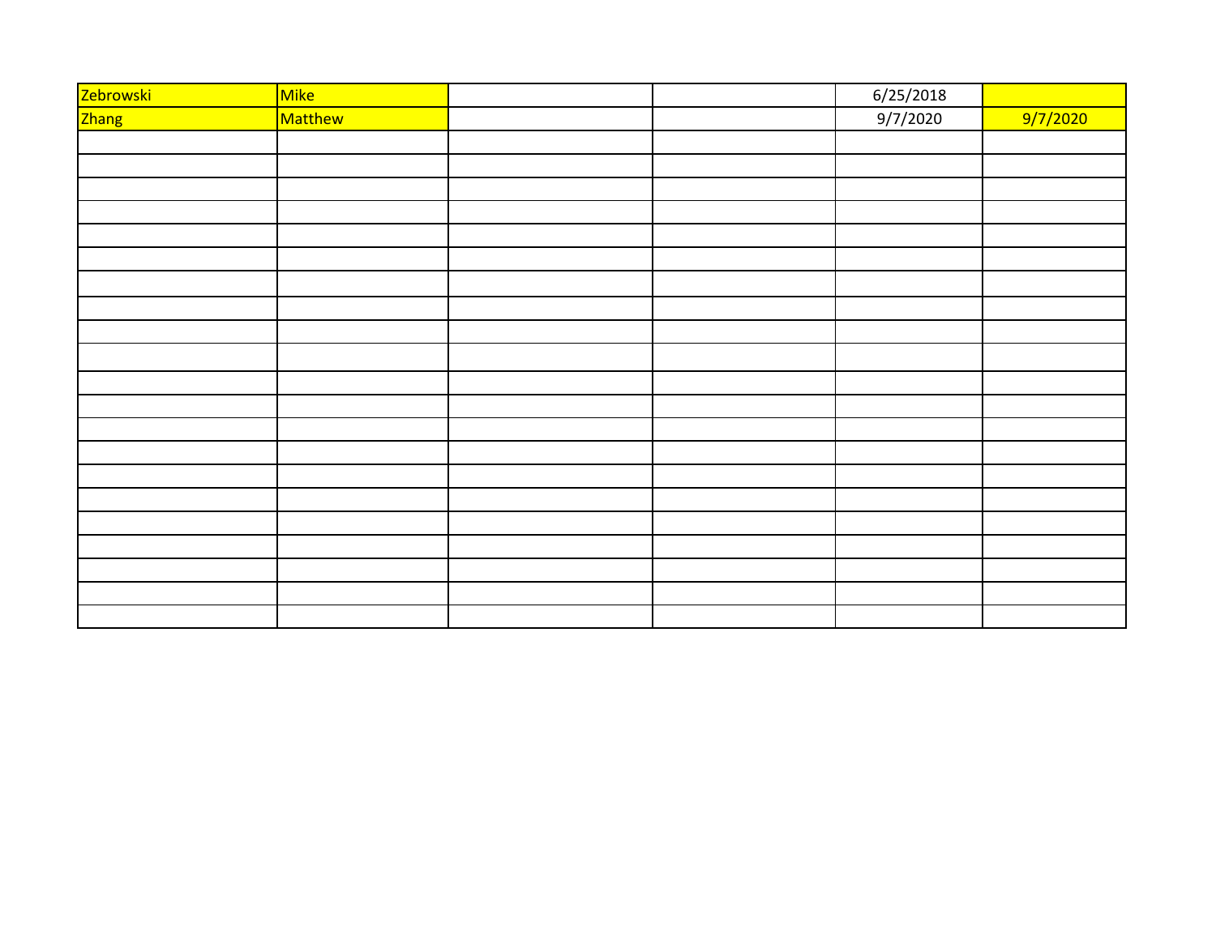| | | | | | |
|---|---|---|---|---|---|
| Zebrowski | Mike | | | 6/25/2018 | |
| Zhang | Matthew | | | 9/7/2020 | 9/7/2020 |
| | | | | | |
| | | | | | |
| | | | | | |
| | | | | | |
| | | | | | |
| | | | | | |
| | | | | | |
| | | | | | |
| | | | | | |
| | | | | | |
| | | | | | |
| | | | | | |
| | | | | | |
| | | | | | |
| | | | | | |
| | | | | | |
| | | | | | |
| | | | | | |
| | | | | | |
| | | | | | |
| | | | | | |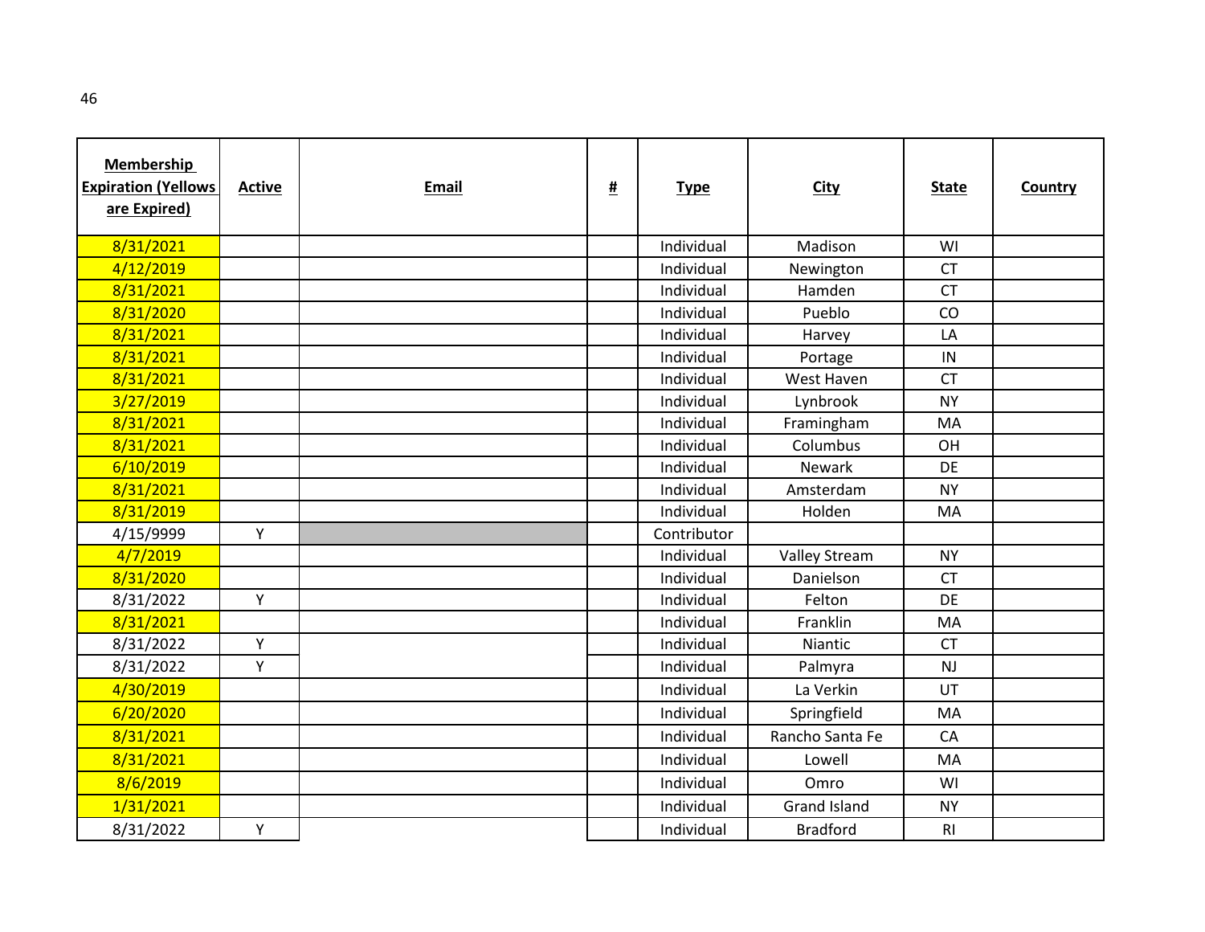| Membership Expiration (Yellows are Expired) | Active | Email | # | Type | City | State | Country |
|---|---|---|---|---|---|---|---|
| 8/31/2021 | | | | Individual | Madison | WI | |
| 4/12/2019 | | | | Individual | Newington | CT | |
| 8/31/2021 | | | | Individual | Hamden | CT | |
| 8/31/2020 | | | | Individual | Pueblo | CO | |
| 8/31/2021 | | | | Individual | Harvey | LA | |
| 8/31/2021 | | | | Individual | Portage | IN | |
| 8/31/2021 | | | | Individual | West Haven | CT | |
| 3/27/2019 | | | | Individual | Lynbrook | NY | |
| 8/31/2021 | | | | Individual | Framingham | MA | |
| 8/31/2021 | | | | Individual | Columbus | OH | |
| 6/10/2019 | | | | Individual | Newark | DE | |
| 8/31/2021 | | | | Individual | Amsterdam | NY | |
| 8/31/2019 | | | | Individual | Holden | MA | |
| 4/15/9999 | Y | | | Contributor | | | |
| 4/7/2019 | | | | Individual | Valley Stream | NY | |
| 8/31/2020 | | | | Individual | Danielson | CT | |
| 8/31/2022 | Y | | | Individual | Felton | DE | |
| 8/31/2021 | | | | Individual | Franklin | MA | |
| 8/31/2022 | Y | | | Individual | Niantic | CT | |
| 8/31/2022 | Y | | | Individual | Palmyra | NJ | |
| 4/30/2019 | | | | Individual | La Verkin | UT | |
| 6/20/2020 | | | | Individual | Springfield | MA | |
| 8/31/2021 | | | | Individual | Rancho Santa Fe | CA | |
| 8/31/2021 | | | | Individual | Lowell | MA | |
| 8/6/2019 | | | | Individual | Omro | WI | |
| 1/31/2021 | | | | Individual | Grand Island | NY | |
| 8/31/2022 | Y | | | Individual | Bradford | RI | |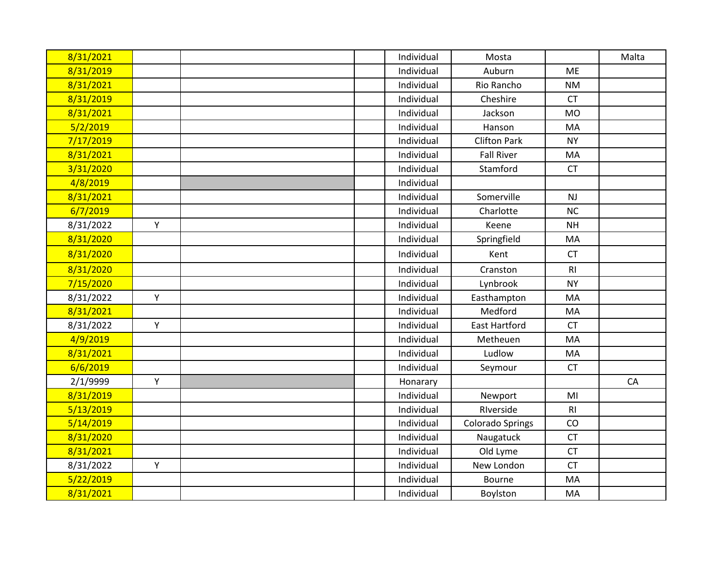| | | | | | | | |
|---|---|---|---|---|---|---|---|
| 8/31/2021 | | | | Individual | Mosta | | Malta |
| 8/31/2019 | | | | Individual | Auburn | ME | |
| 8/31/2021 | | | | Individual | Rio Rancho | NM | |
| 8/31/2019 | | | | Individual | Cheshire | CT | |
| 8/31/2021 | | | | Individual | Jackson | MO | |
| 5/2/2019 | | | | Individual | Hanson | MA | |
| 7/17/2019 | | | | Individual | Clifton Park | NY | |
| 8/31/2021 | | | | Individual | Fall River | MA | |
| 3/31/2020 | | | | Individual | Stamford | CT | |
| 4/8/2019 | | | | Individual | | | |
| 8/31/2021 | | | | Individual | Somerville | NJ | |
| 6/7/2019 | | | | Individual | Charlotte | NC | |
| 8/31/2022 | Y | | | Individual | Keene | NH | |
| 8/31/2020 | | | | Individual | Springfield | MA | |
| 8/31/2020 | | | | Individual | Kent | CT | |
| 8/31/2020 | | | | Individual | Cranston | RI | |
| 7/15/2020 | | | | Individual | Lynbrook | NY | |
| 8/31/2022 | Y | | | Individual | Easthampton | MA | |
| 8/31/2021 | | | | Individual | Medford | MA | |
| 8/31/2022 | Y | | | Individual | East Hartford | CT | |
| 4/9/2019 | | | | Individual | Metheuen | MA | |
| 8/31/2021 | | | | Individual | Ludlow | MA | |
| 6/6/2019 | | | | Individual | Seymour | CT | |
| 2/1/9999 | Y | | | Honarary | | | CA |
| 8/31/2019 | | | | Individual | Newport | MI | |
| 5/13/2019 | | | | Individual | RIverside | RI | |
| 5/14/2019 | | | | Individual | Colorado Springs | CO | |
| 8/31/2020 | | | | Individual | Naugatuck | CT | |
| 8/31/2021 | | | | Individual | Old Lyme | CT | |
| 8/31/2022 | Y | | | Individual | New London | CT | |
| 5/22/2019 | | | | Individual | Bourne | MA | |
| 8/31/2021 | | | | Individual | Boylston | MA | |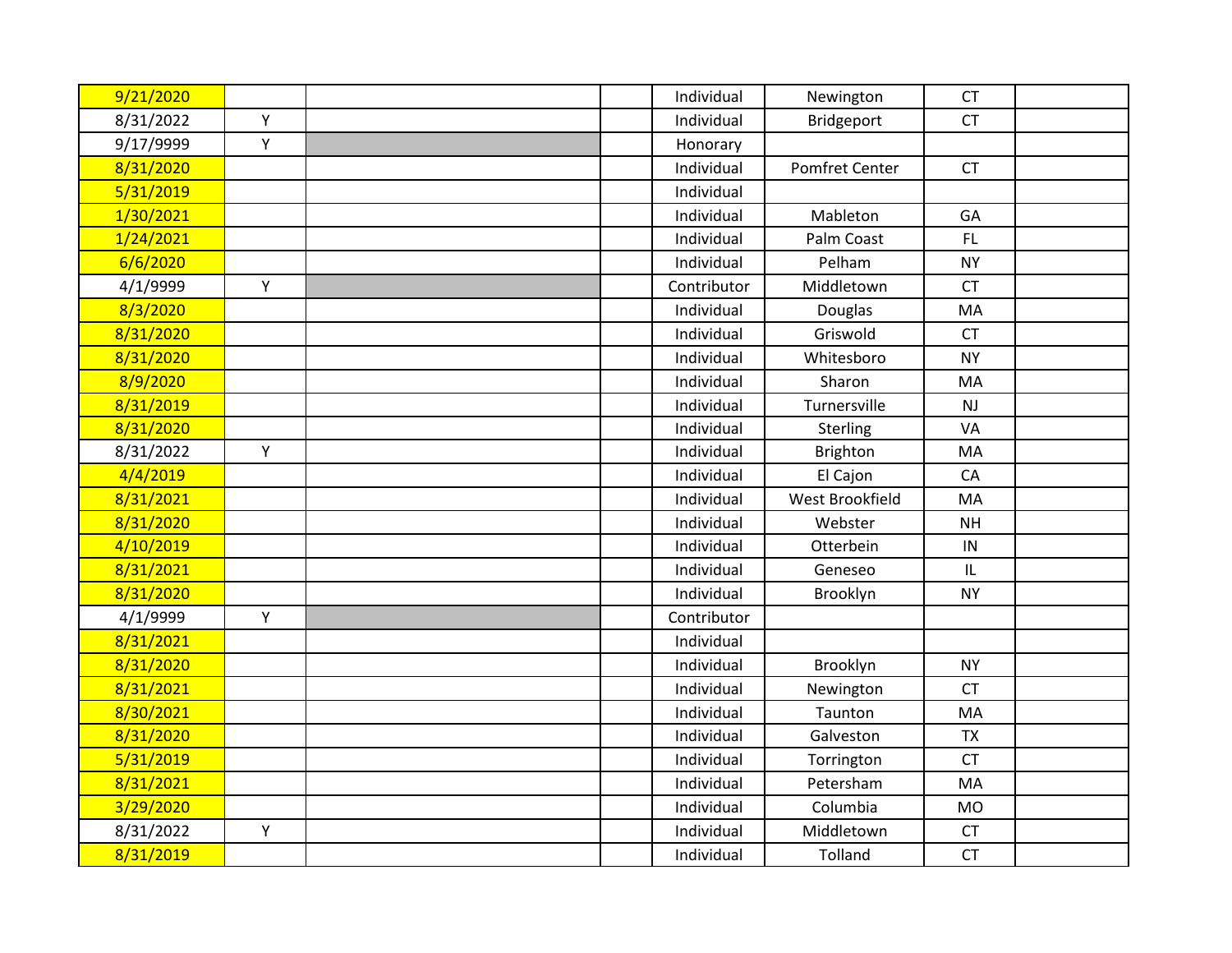| | | | | | | | |
|---|---|---|---|---|---|---|---|
| 9/21/2020 | | | | Individual | Newington | CT | |
| 8/31/2022 | Y | | | Individual | Bridgeport | CT | |
| 9/17/9999 | Y | | | Honorary | | | |
| 8/31/2020 | | | | Individual | Pomfret Center | CT | |
| 5/31/2019 | | | | Individual | | | |
| 1/30/2021 | | | | Individual | Mableton | GA | |
| 1/24/2021 | | | | Individual | Palm Coast | FL | |
| 6/6/2020 | | | | Individual | Pelham | NY | |
| 4/1/9999 | Y | | | Contributor | Middletown | CT | |
| 8/3/2020 | | | | Individual | Douglas | MA | |
| 8/31/2020 | | | | Individual | Griswold | CT | |
| 8/31/2020 | | | | Individual | Whitesboro | NY | |
| 8/9/2020 | | | | Individual | Sharon | MA | |
| 8/31/2019 | | | | Individual | Turnersville | NJ | |
| 8/31/2020 | | | | Individual | Sterling | VA | |
| 8/31/2022 | Y | | | Individual | Brighton | MA | |
| 4/4/2019 | | | | Individual | El Cajon | CA | |
| 8/31/2021 | | | | Individual | West Brookfield | MA | |
| 8/31/2020 | | | | Individual | Webster | NH | |
| 4/10/2019 | | | | Individual | Otterbein | IN | |
| 8/31/2021 | | | | Individual | Geneseo | IL | |
| 8/31/2020 | | | | Individual | Brooklyn | NY | |
| 4/1/9999 | Y | | | Contributor | | | |
| 8/31/2021 | | | | Individual | | | |
| 8/31/2020 | | | | Individual | Brooklyn | NY | |
| 8/31/2021 | | | | Individual | Newington | CT | |
| 8/30/2021 | | | | Individual | Taunton | MA | |
| 8/31/2020 | | | | Individual | Galveston | TX | |
| 5/31/2019 | | | | Individual | Torrington | CT | |
| 8/31/2021 | | | | Individual | Petersham | MA | |
| 3/29/2020 | | | | Individual | Columbia | MO | |
| 8/31/2022 | Y | | | Individual | Middletown | CT | |
| 8/31/2019 | | | | Individual | Tolland | CT | |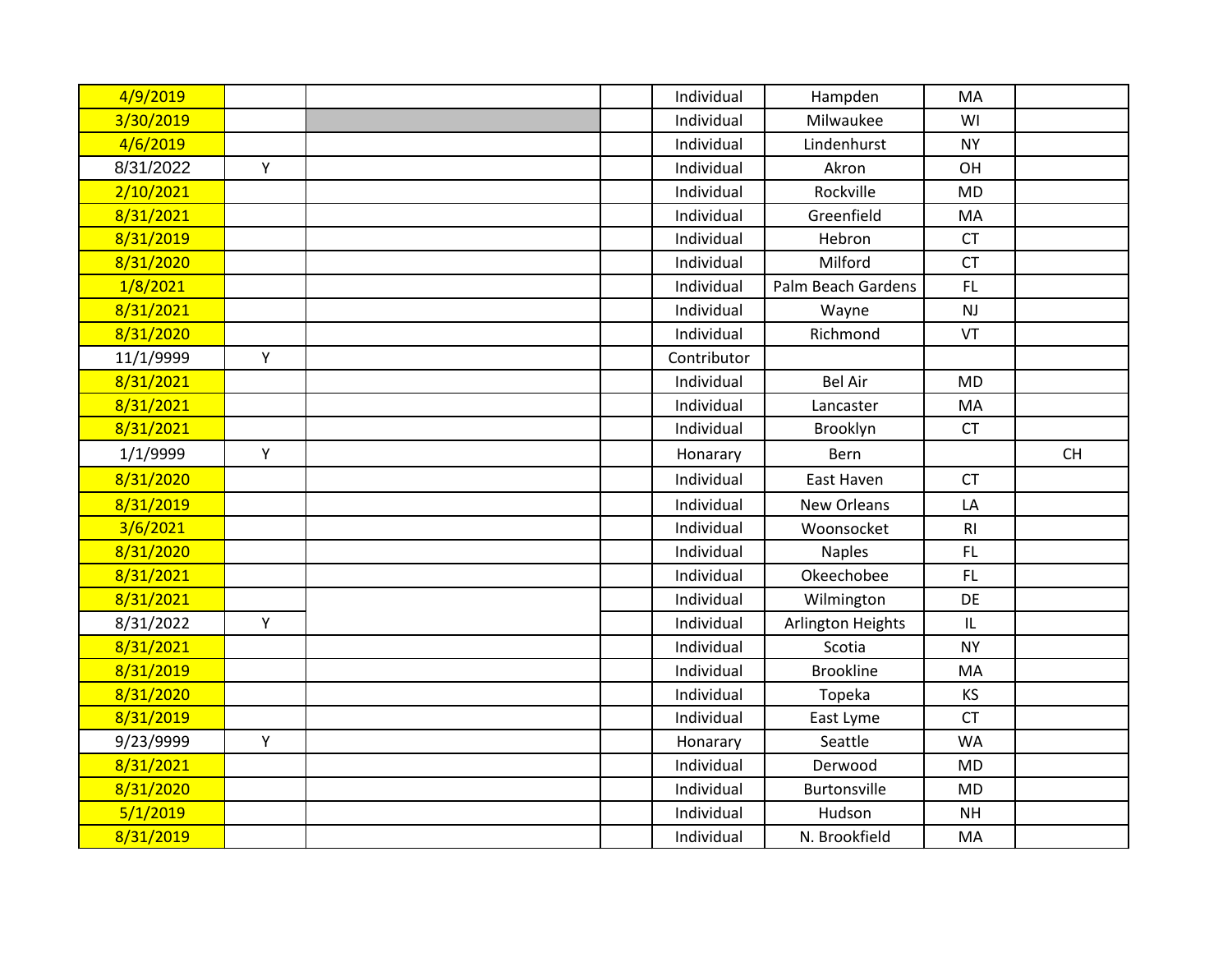| | | | | | | | |
|---|---|---|---|---|---|---|---|
| 4/9/2019 | | | | Individual | Hampden | MA | |
| 3/30/2019 | | | | Individual | Milwaukee | WI | |
| 4/6/2019 | | | | Individual | Lindenhurst | NY | |
| 8/31/2022 | Y | | | Individual | Akron | OH | |
| 2/10/2021 | | | | Individual | Rockville | MD | |
| 8/31/2021 | | | | Individual | Greenfield | MA | |
| 8/31/2019 | | | | Individual | Hebron | CT | |
| 8/31/2020 | | | | Individual | Milford | CT | |
| 1/8/2021 | | | | Individual | Palm Beach Gardens | FL | |
| 8/31/2021 | | | | Individual | Wayne | NJ | |
| 8/31/2020 | | | | Individual | Richmond | VT | |
| 11/1/9999 | Y | | | Contributor | | | |
| 8/31/2021 | | | | Individual | Bel Air | MD | |
| 8/31/2021 | | | | Individual | Lancaster | MA | |
| 8/31/2021 | | | | Individual | Brooklyn | CT | |
| 1/1/9999 | Y | | | Honarary | Bern | | CH |
| 8/31/2020 | | | | Individual | East Haven | CT | |
| 8/31/2019 | | | | Individual | New Orleans | LA | |
| 3/6/2021 | | | | Individual | Woonsocket | RI | |
| 8/31/2020 | | | | Individual | Naples | FL | |
| 8/31/2021 | | | | Individual | Okeechobee | FL | |
| 8/31/2021 | | | | Individual | Wilmington | DE | |
| 8/31/2022 | Y | | | Individual | Arlington Heights | IL | |
| 8/31/2021 | | | | Individual | Scotia | NY | |
| 8/31/2019 | | | | Individual | Brookline | MA | |
| 8/31/2020 | | | | Individual | Topeka | KS | |
| 8/31/2019 | | | | Individual | East Lyme | CT | |
| 9/23/9999 | Y | | | Honarary | Seattle | WA | |
| 8/31/2021 | | | | Individual | Derwood | MD | |
| 8/31/2020 | | | | Individual | Burtonsville | MD | |
| 5/1/2019 | | | | Individual | Hudson | NH | |
| 8/31/2019 | | | | Individual | N. Brookfield | MA | |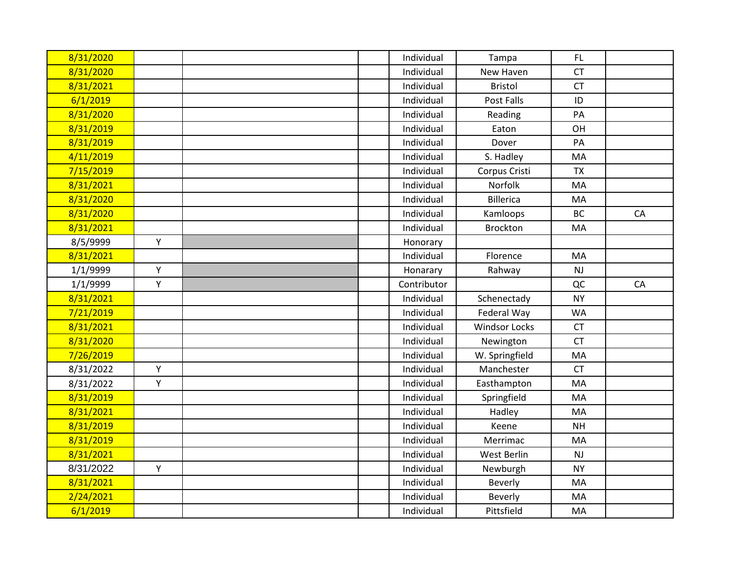| | | | | | | | |
|---|---|---|---|---|---|---|---|
| 8/31/2020 | | | | Individual | Tampa | FL | |
| 8/31/2020 | | | | Individual | New Haven | CT | |
| 8/31/2021 | | | | Individual | Bristol | CT | |
| 6/1/2019 | | | | Individual | Post Falls | ID | |
| 8/31/2020 | | | | Individual | Reading | PA | |
| 8/31/2019 | | | | Individual | Eaton | OH | |
| 8/31/2019 | | | | Individual | Dover | PA | |
| 4/11/2019 | | | | Individual | S. Hadley | MA | |
| 7/15/2019 | | | | Individual | Corpus Cristi | TX | |
| 8/31/2021 | | | | Individual | Norfolk | MA | |
| 8/31/2020 | | | | Individual | Billerica | MA | |
| 8/31/2020 | | | | Individual | Kamloops | BC | CA |
| 8/31/2021 | | | | Individual | Brockton | MA | |
| 8/5/9999 | Y | | | Honorary | | | |
| 8/31/2021 | | | | Individual | Florence | MA | |
| 1/1/9999 | Y | | | Honarary | Rahway | NJ | |
| 1/1/9999 | Y | | | Contributor | | QC | CA |
| 8/31/2021 | | | | Individual | Schenectady | NY | |
| 7/21/2019 | | | | Individual | Federal Way | WA | |
| 8/31/2021 | | | | Individual | Windsor Locks | CT | |
| 8/31/2020 | | | | Individual | Newington | CT | |
| 7/26/2019 | | | | Individual | W. Springfield | MA | |
| 8/31/2022 | Y | | | Individual | Manchester | CT | |
| 8/31/2022 | Y | | | Individual | Easthampton | MA | |
| 8/31/2019 | | | | Individual | Springfield | MA | |
| 8/31/2021 | | | | Individual | Hadley | MA | |
| 8/31/2019 | | | | Individual | Keene | NH | |
| 8/31/2019 | | | | Individual | Merrimac | MA | |
| 8/31/2021 | | | | Individual | West Berlin | NJ | |
| 8/31/2022 | Y | | | Individual | Newburgh | NY | |
| 8/31/2021 | | | | Individual | Beverly | MA | |
| 2/24/2021 | | | | Individual | Beverly | MA | |
| 6/1/2019 | | | | Individual | Pittsfield | MA | |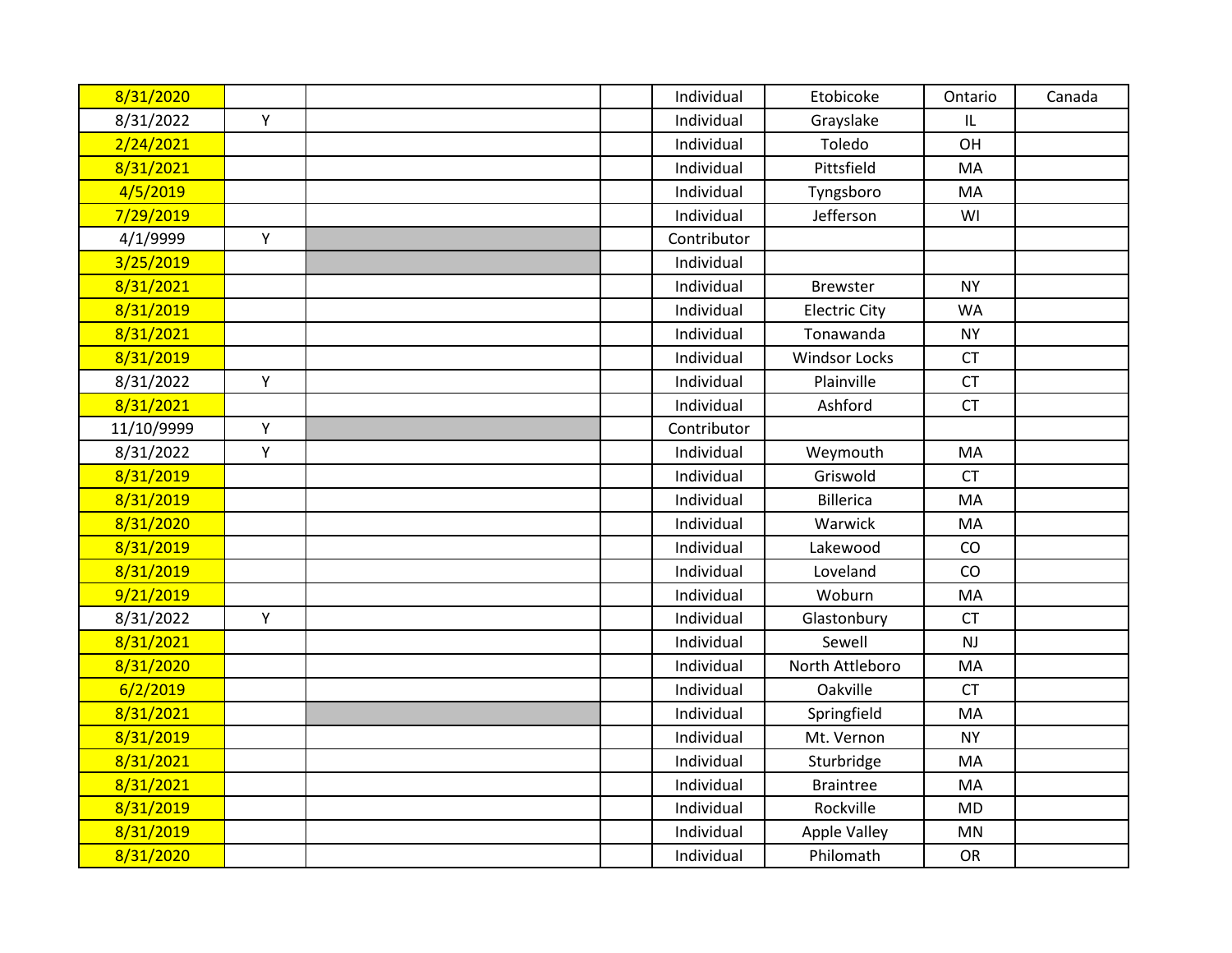| | | | | | | | |
|---|---|---|---|---|---|---|---|
| 8/31/2020 | | | | Individual | Etobicoke | Ontario | Canada |
| 8/31/2022 | Y | | | Individual | Grayslake | IL | |
| 2/24/2021 | | | | Individual | Toledo | OH | |
| 8/31/2021 | | | | Individual | Pittsfield | MA | |
| 4/5/2019 | | | | Individual | Tyngsboro | MA | |
| 7/29/2019 | | | | Individual | Jefferson | WI | |
| 4/1/9999 | Y | | | Contributor | | | |
| 3/25/2019 | | | | Individual | | | |
| 8/31/2021 | | | | Individual | Brewster | NY | |
| 8/31/2019 | | | | Individual | Electric City | WA | |
| 8/31/2021 | | | | Individual | Tonawanda | NY | |
| 8/31/2019 | | | | Individual | Windsor Locks | CT | |
| 8/31/2022 | Y | | | Individual | Plainville | CT | |
| 8/31/2021 | | | | Individual | Ashford | CT | |
| 11/10/9999 | Y | | | Contributor | | | |
| 8/31/2022 | Y | | | Individual | Weymouth | MA | |
| 8/31/2019 | | | | Individual | Griswold | CT | |
| 8/31/2019 | | | | Individual | Billerica | MA | |
| 8/31/2020 | | | | Individual | Warwick | MA | |
| 8/31/2019 | | | | Individual | Lakewood | CO | |
| 8/31/2019 | | | | Individual | Loveland | CO | |
| 9/21/2019 | | | | Individual | Woburn | MA | |
| 8/31/2022 | Y | | | Individual | Glastonbury | CT | |
| 8/31/2021 | | | | Individual | Sewell | NJ | |
| 8/31/2020 | | | | Individual | North Attleboro | MA | |
| 6/2/2019 | | | | Individual | Oakville | CT | |
| 8/31/2021 | | | | Individual | Springfield | MA | |
| 8/31/2019 | | | | Individual | Mt. Vernon | NY | |
| 8/31/2021 | | | | Individual | Sturbridge | MA | |
| 8/31/2021 | | | | Individual | Braintree | MA | |
| 8/31/2019 | | | | Individual | Rockville | MD | |
| 8/31/2019 | | | | Individual | Apple Valley | MN | |
| 8/31/2020 | | | | Individual | Philomath | OR | |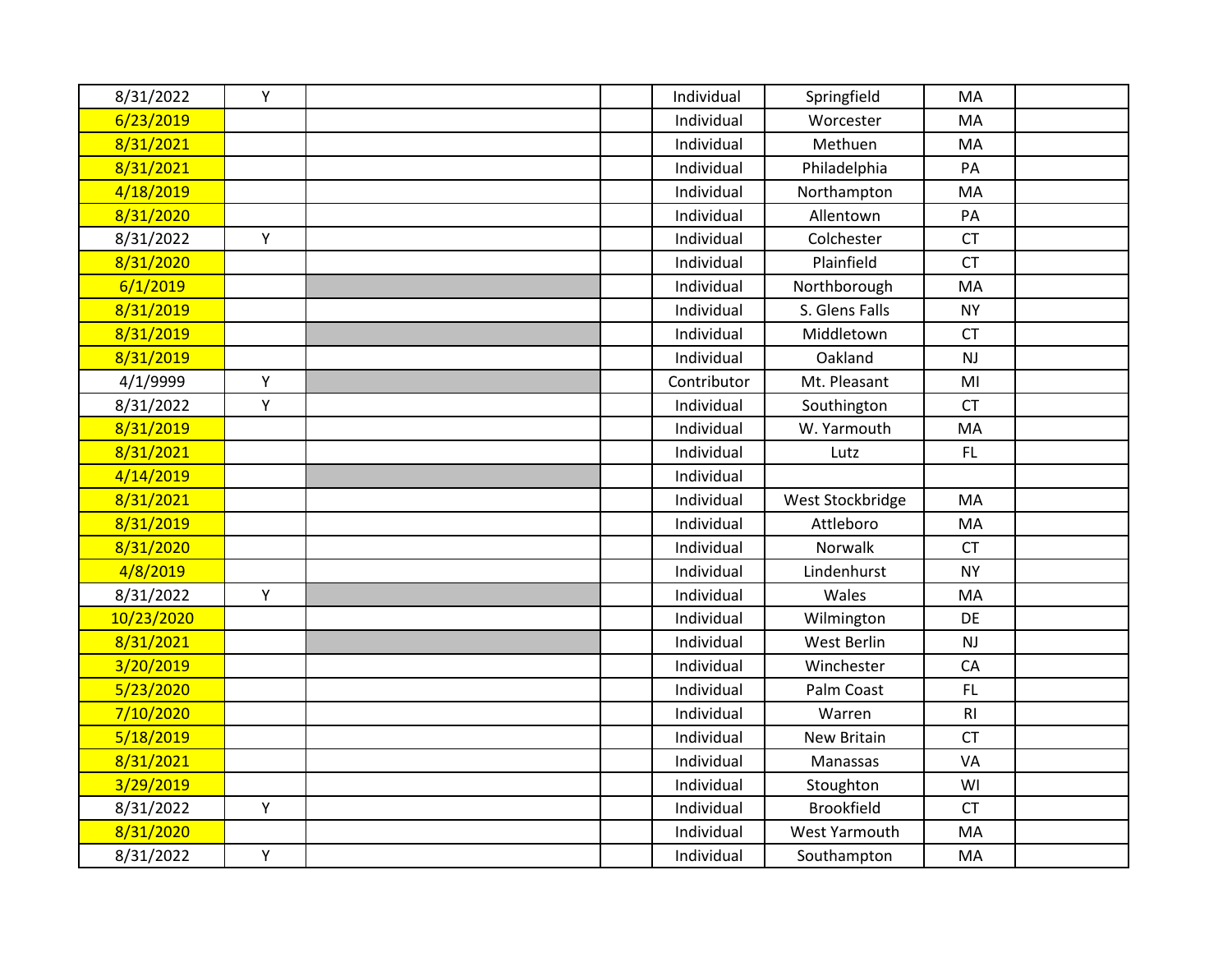| | | | | | | | |
|---|---|---|---|---|---|---|---|
| 8/31/2022 | Y | | | Individual | Springfield | MA | |
| 6/23/2019 | | | | Individual | Worcester | MA | |
| 8/31/2021 | | | | Individual | Methuen | MA | |
| 8/31/2021 | | | | Individual | Philadelphia | PA | |
| 4/18/2019 | | | | Individual | Northampton | MA | |
| 8/31/2020 | | | | Individual | Allentown | PA | |
| 8/31/2022 | Y | | | Individual | Colchester | CT | |
| 8/31/2020 | | | | Individual | Plainfield | CT | |
| 6/1/2019 | | | | Individual | Northborough | MA | |
| 8/31/2019 | | | | Individual | S. Glens Falls | NY | |
| 8/31/2019 | | | | Individual | Middletown | CT | |
| 8/31/2019 | | | | Individual | Oakland | NJ | |
| 4/1/9999 | Y | | | Contributor | Mt. Pleasant | MI | |
| 8/31/2022 | Y | | | Individual | Southington | CT | |
| 8/31/2019 | | | | Individual | W. Yarmouth | MA | |
| 8/31/2021 | | | | Individual | Lutz | FL | |
| 4/14/2019 | | | | Individual | | | |
| 8/31/2021 | | | | Individual | West Stockbridge | MA | |
| 8/31/2019 | | | | Individual | Attleboro | MA | |
| 8/31/2020 | | | | Individual | Norwalk | CT | |
| 4/8/2019 | | | | Individual | Lindenhurst | NY | |
| 8/31/2022 | Y | | | Individual | Wales | MA | |
| 10/23/2020 | | | | Individual | Wilmington | DE | |
| 8/31/2021 | | | | Individual | West Berlin | NJ | |
| 3/20/2019 | | | | Individual | Winchester | CA | |
| 5/23/2020 | | | | Individual | Palm Coast | FL | |
| 7/10/2020 | | | | Individual | Warren | RI | |
| 5/18/2019 | | | | Individual | New Britain | CT | |
| 8/31/2021 | | | | Individual | Manassas | VA | |
| 3/29/2019 | | | | Individual | Stoughton | WI | |
| 8/31/2022 | Y | | | Individual | Brookfield | CT | |
| 8/31/2020 | | | | Individual | West Yarmouth | MA | |
| 8/31/2022 | Y | | | Individual | Southampton | MA | |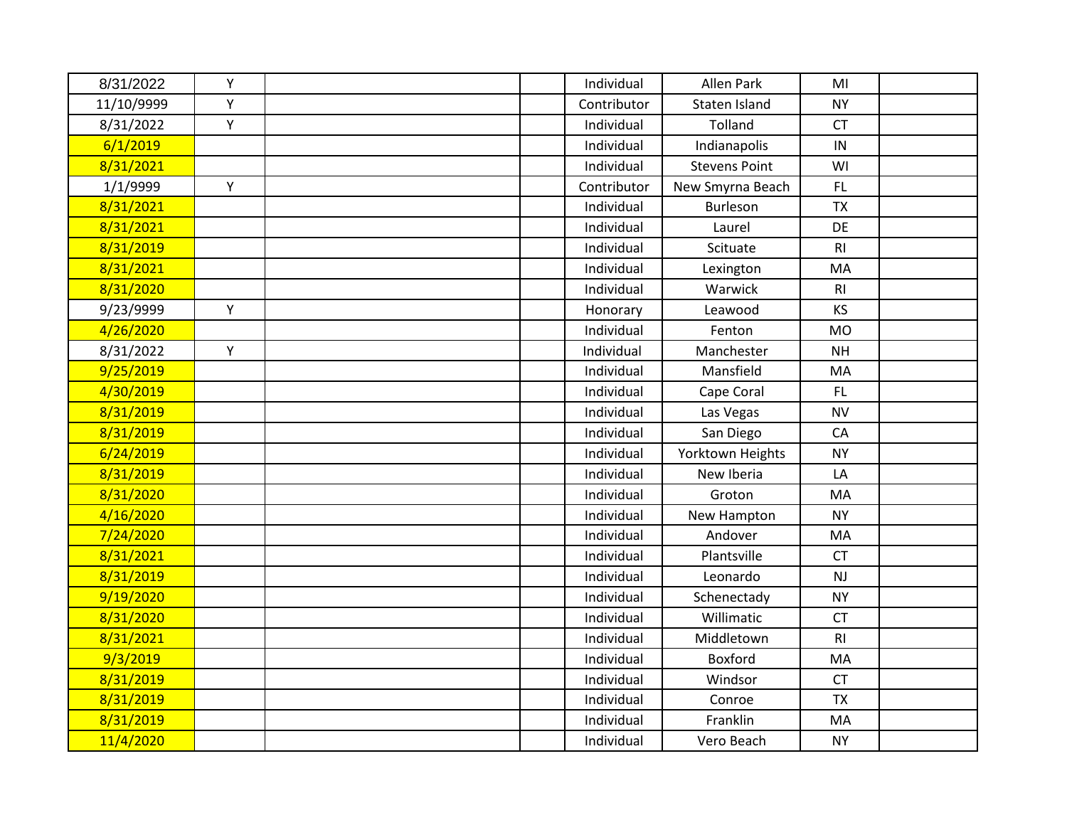| | | | | | | | |
|---|---|---|---|---|---|---|---|
| 8/31/2022 | Y | | | Individual | Allen Park | MI | |
| 11/10/9999 | Y | | | Contributor | Staten Island | NY | |
| 8/31/2022 | Y | | | Individual | Tolland | CT | |
| 6/1/2019 | | | | Individual | Indianapolis | IN | |
| 8/31/2021 | | | | Individual | Stevens Point | WI | |
| 1/1/9999 | Y | | | Contributor | New Smyrna Beach | FL | |
| 8/31/2021 | | | | Individual | Burleson | TX | |
| 8/31/2021 | | | | Individual | Laurel | DE | |
| 8/31/2019 | | | | Individual | Scituate | RI | |
| 8/31/2021 | | | | Individual | Lexington | MA | |
| 8/31/2020 | | | | Individual | Warwick | RI | |
| 9/23/9999 | Y | | | Honorary | Leawood | KS | |
| 4/26/2020 | | | | Individual | Fenton | MO | |
| 8/31/2022 | Y | | | Individual | Manchester | NH | |
| 9/25/2019 | | | | Individual | Mansfield | MA | |
| 4/30/2019 | | | | Individual | Cape Coral | FL | |
| 8/31/2019 | | | | Individual | Las Vegas | NV | |
| 8/31/2019 | | | | Individual | San Diego | CA | |
| 6/24/2019 | | | | Individual | Yorktown Heights | NY | |
| 8/31/2019 | | | | Individual | New Iberia | LA | |
| 8/31/2020 | | | | Individual | Groton | MA | |
| 4/16/2020 | | | | Individual | New Hampton | NY | |
| 7/24/2020 | | | | Individual | Andover | MA | |
| 8/31/2021 | | | | Individual | Plantsville | CT | |
| 8/31/2019 | | | | Individual | Leonardo | NJ | |
| 9/19/2020 | | | | Individual | Schenectady | NY | |
| 8/31/2020 | | | | Individual | Willimatic | CT | |
| 8/31/2021 | | | | Individual | Middletown | RI | |
| 9/3/2019 | | | | Individual | Boxford | MA | |
| 8/31/2019 | | | | Individual | Windsor | CT | |
| 8/31/2019 | | | | Individual | Conroe | TX | |
| 8/31/2019 | | | | Individual | Franklin | MA | |
| 11/4/2020 | | | | Individual | Vero Beach | NY | |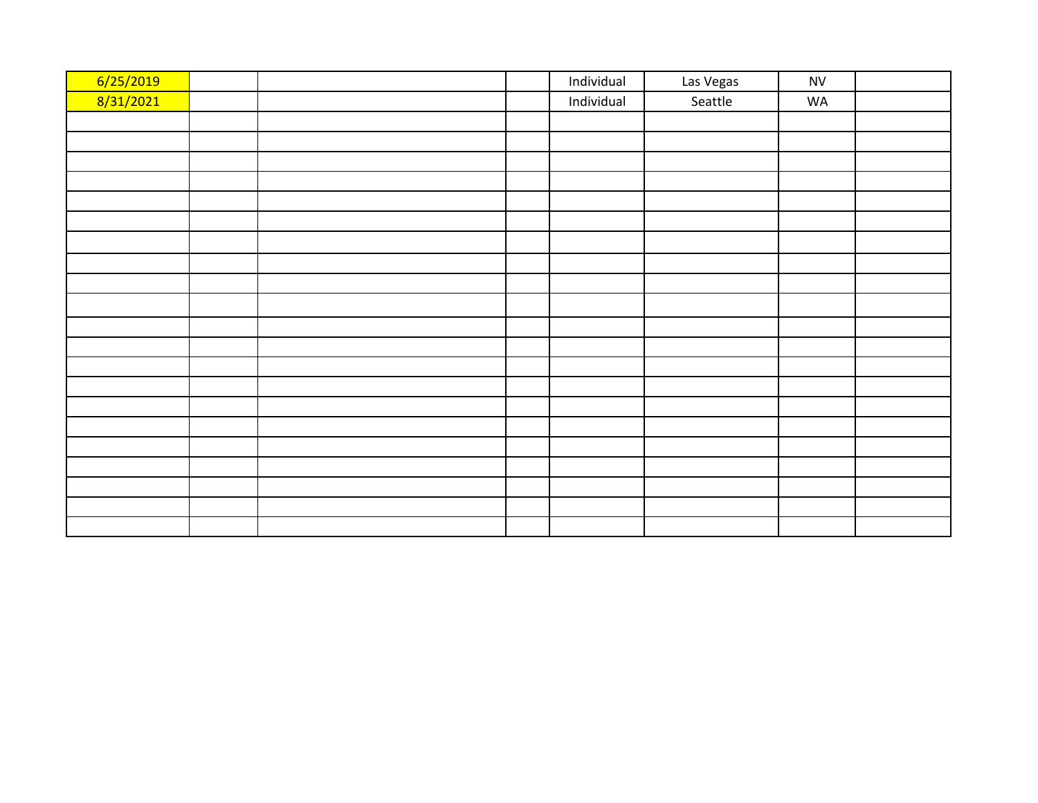| | | | | | | | |
|---|---|---|---|---|---|---|---|
| 6/25/2019 | | | | Individual | Las Vegas | NV | |
| 8/31/2021 | | | | Individual | Seattle | WA | |
| | | | | | | | |
| | | | | | | | |
| | | | | | | | |
| | | | | | | | |
| | | | | | | | |
| | | | | | | | |
| | | | | | | | |
| | | | | | | | |
| | | | | | | | |
| | | | | | | | |
| | | | | | | | |
| | | | | | | | |
| | | | | | | | |
| | | | | | | | |
| | | | | | | | |
| | | | | | | | |
| | | | | | | | |
| | | | | | | | |
| | | | | | | | |
| | | | | | | | |
| | | | | | | | |